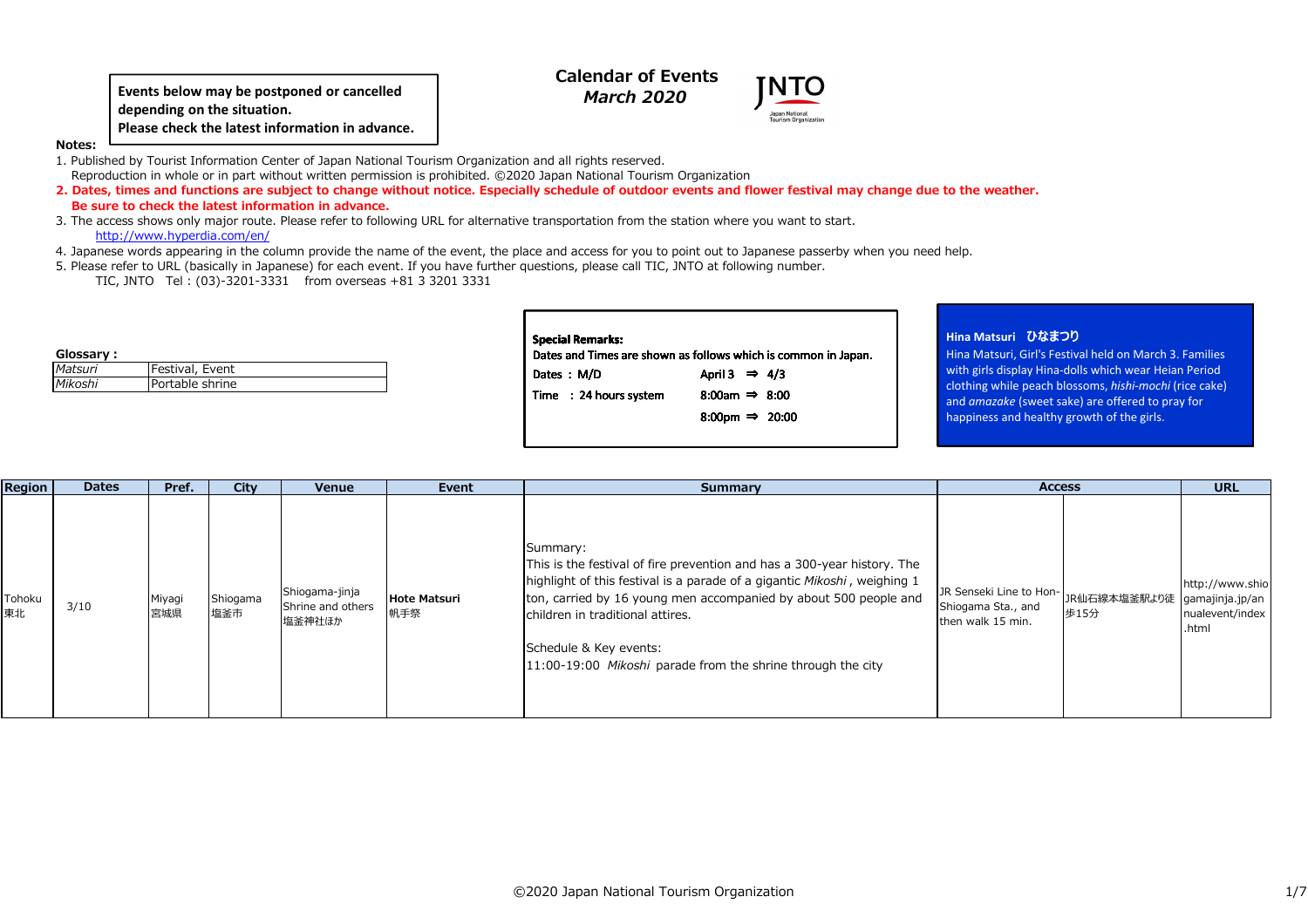**Events below may be postponed or cancelled depending on the situation.**
**Please check the latest information in advance.**

# Calendar of Events
## *March 2020*

JNTO
Japan National Tourism Organization

**Notes:**

1. Published by Tourist Information Center of Japan National Tourism Organization and all rights reserved.
   Reproduction in whole or in part without written permission is prohibited. ©2020 Japan National Tourism Organization
2. **Dates, times and functions are subject to change without notice. Especially schedule of outdoor events and flower festival may change due to the weather. Be sure to check the latest information in advance.**
3. The access shows only major route. Please refer to following URL for alternative transportation from the station where you want to start.
   http://www.hyperdia.com/en/
4. Japanese words appearing in the column provide the name of the event, the place and access for you to point out to Japanese passerby when you need help.
5. Please refer to URL (basically in Japanese) for each event. If you have further questions, please call TIC, JNTO at following number.
   TIC, JNTO Tel : (03)-3201-3331 from overseas +81 3 3201 3331

**Glossary :**

| | |
|---|---|
| *Matsuri* | Festival, Event |
| *Mikoshi* | Portable shrine |

**Special Remarks:**
Dates and Times are shown as follows which is common in Japan.

| | | |
|---|---|---|
| Dates : M/D | April 3 ⇒ 4/3 | |
| Time : 24 hours system | 8:00am ⇒ 8:00 | |
| | 8:00pm ⇒ 20:00 | |

**Hina Matsuri ひなまつり**
Hina Matsuri, Girl's Festival held on March 3. Families with girls display Hina-dolls which wear Heian Period clothing while peach blossoms, *hishi-mochi* (rice cake) and *amazake* (sweet sake) are offered to pray for happiness and healthy growth of the girls.

| Region | Dates | Pref. | City | Venue | Event | Summary | Access | | URL |
|---|---|---|---|---|---|---|---|---|---|
| Tohoku 東北 | 3/10 | Miyagi 宮城県 | Shiogama 塩釜市 | Shiogama-jinja Shrine and others 塩釜神社ほか | **Hote Matsuri** 帆手祭 | Summary:<br>This is the festival of fire prevention and has a 300-year history. The highlight of this festival is a parade of a gigantic *Mikoshi* , weighing 1 ton, carried by 16 young men accompanied by about 500 people and children in traditional attires.<br><br>Schedule & Key events:<br>11:00-19:00 *Mikoshi* parade from the shrine through the city | JR Senseki Line to Hon-Shiogama Sta., and then walk 15 min. | JR仙石線本塩釜駅より徒歩15分 | http://www.shiogamajinja.jp/annualevent/index.html |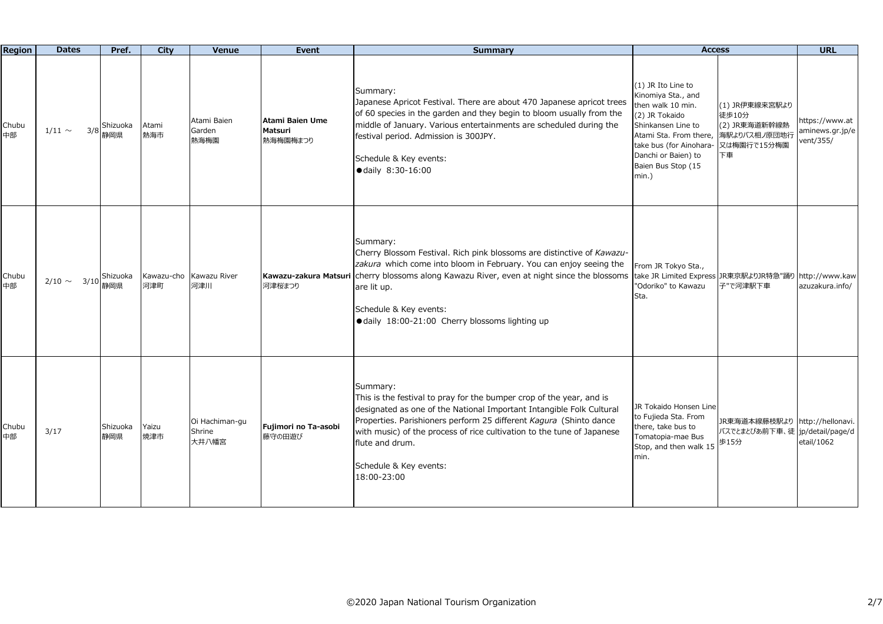| Region | Dates | Pref. | City | Venue | Event | Summary | Access | | URL |
|---|---|---|---|---|---|---|---|---|---|
| Chubu 中部 | 1/11 ～ 3/8 | Shizuoka 静岡県 | Atami 熱海市 | Atami Baien Garden 熱海梅園 | **Atami Baien Ume Matsuri** 熱海梅園梅まつり | Summary:<br>Japanese Apricot Festival. There are about 470 Japanese apricot trees of 60 species in the garden and they begin to bloom usually from the middle of January. Various entertainments are scheduled during the festival period. Admission is 300JPY.<br><br>Schedule & Key events:<br>●daily 8:30-16:00 | (1) JR Ito Line to Kinomiya Sta., and then walk 10 min.<br>(2) JR Tokaido Shinkansen Line to Atami Sta. From there, take bus (for Ainohara-Danchi or Baien) to Baien Bus Stop (15 min.) | (1) JR伊東線来宮駅より徒歩10分<br>(2) JR東海道新幹線熱海駅よりバス相ノ原団地行又は梅園行で15分梅園下車 | https://www.ataminews.gr.jp/event/355/ |
| Chubu 中部 | 2/10 ～ 3/10 | Shizuoka 静岡県 | Kawazu-cho 河津町 | Kawazu River 河津川 | **Kawazu-zakura Matsuri** 河津桜まつり | Summary:<br>Cherry Blossom Festival. Rich pink blossoms are distinctive of *Kawazu-zakura* which come into bloom in February. You can enjoy seeing the cherry blossoms along Kawazu River, even at night since the blossoms are lit up.<br><br>Schedule & Key events:<br>●daily 18:00-21:00 Cherry blossoms lighting up | From JR Tokyo Sta., take JR Limited Express "Odoriko" to Kawazu Sta. | JR東京駅よりJR特急"踊り子"で河津駅下車 | http://www.kawazuzakura.info/ |
| Chubu 中部 | 3/17 | Shizuoka 静岡県 | Yaizu 焼津市 | Oi Hachiman-gu Shrine 大井八幡宮 | **Fujimori no Ta-asobi** 藤守の田遊び | Summary:<br>This is the festival to pray for the bumper crop of the year, and is designated as one of the National Important Intangible Folk Cultural Properties. Parishioners perform 25 different *Kagura* (Shinto dance with music) of the process of rice cultivation to the tune of Japanese flute and drum.<br><br>Schedule & Key events:<br>18:00-23:00 | JR Tokaido Honsen Line to Fujieda Sta. From there, take bus to Tomatopia-mae Bus Stop, and then walk 15 min. | JR東海道本線藤枝駅よりバスでとまとぴあ前下車、徒歩15分 | http://hellonavi.jp/detail/page/detail/1062 |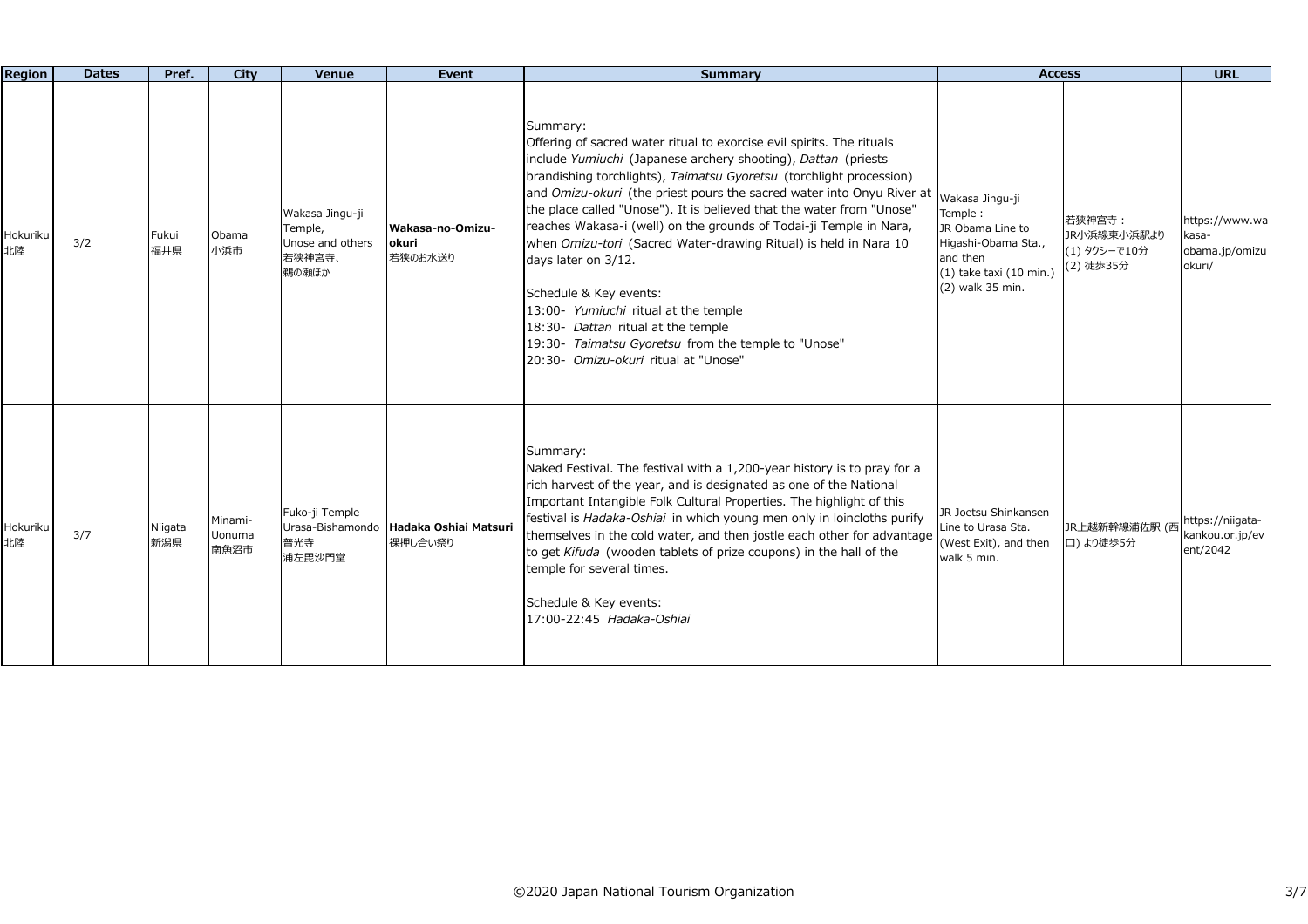| Region | Dates | Pref. | City | Venue | Event | Summary | Access | | URL |
|---|---|---|---|---|---|---|---|---|---|
| Hokuriku<br>北陸 | 3/2 | Fukui<br>福井県 | Obama<br>小浜市 | Wakasa Jingu-ji Temple, Unose and others<br>若狭神宮寺、鵜の瀬ほか | **Wakasa-no-Omizu-okuri**<br>若狭のお水送り | Summary:<br>Offering of sacred water ritual to exorcise evil spirits. The rituals include *Yumiuchi* (Japanese archery shooting), *Dattan* (priests brandishing torchlights), *Taimatsu Gyoretsu* (torchlight procession) and *Omizu-okuri* (the priest pours the sacred water into Onyu River at the place called "Unose"). It is believed that the water from "Unose" reaches Wakasa-i (well) on the grounds of Todai-ji Temple in Nara, when *Omizu-tori* (Sacred Water-drawing Ritual) is held in Nara 10 days later on 3/12.<br><br>Schedule & Key events:<br>13:00- *Yumiuchi* ritual at the temple<br>18:30- *Dattan* ritual at the temple<br>19:30- *Taimatsu Gyoretsu* from the temple to "Unose"<br>20:30- *Omizu-okuri* ritual at "Unose" | Wakasa Jingu-ji Temple：<br>JR Obama Line to Higashi-Obama Sta., and then<br>(1) take taxi (10 min.)<br>(2) walk 35 min. | 若狭神宮寺：<br>JR小浜線東小浜駅より<br>(1) タクシーで10分<br>(2) 徒歩35分 | https://www.wakasa-obama.jp/omizuokuri/ |
| Hokuriku<br>北陸 | 3/7 | Niigata<br>新潟県 | Minami-Uonuma<br>南魚沼市 | Fuko-ji Temple Urasa-Bishamondo<br>普光寺<br>浦佐毘沙門堂 | **Hadaka Oshiai Matsuri**<br>裸押し合い祭り | Summary:<br>Naked Festival. The festival with a 1,200-year history is to pray for a rich harvest of the year, and is designated as one of the National Important Intangible Folk Cultural Properties. The highlight of this festival is *Hadaka-Oshiai* in which young men only in loincloths purify themselves in the cold water, and then jostle each other for advantage to get *Kifuda* (wooden tablets of prize coupons) in the hall of the temple for several times.<br><br>Schedule & Key events:<br>17:00-22:45 *Hadaka-Oshiai* | JR Joetsu Shinkansen Line to Urasa Sta. (West Exit), and then walk 5 min. | JR上越新幹線浦佐駅 (西口) より徒歩5分 | https://niigata-kankou.or.jp/event/2042 |

©2020 Japan National Tourism Organization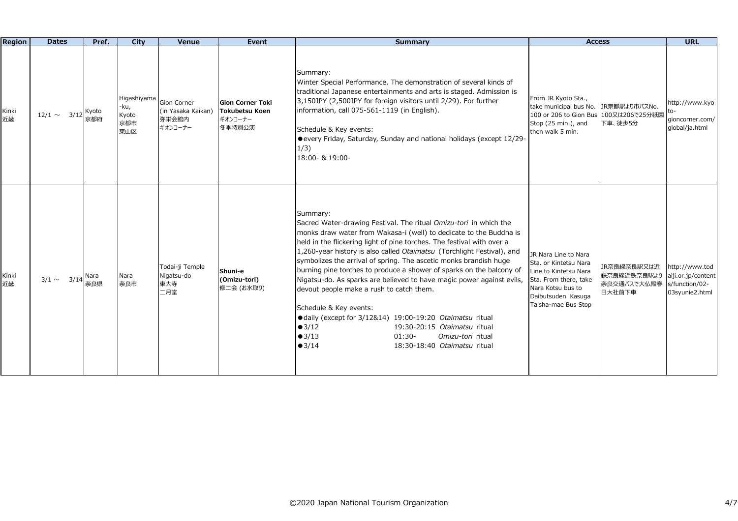| Region | Dates | Pref. | City | Venue | Event | Summary | Access | | URL |
|---|---|---|---|---|---|---|---|---|---|
| Kinki 近畿 | 12/1 ～ 3/12 | Kyoto 京都府 | Higashiyama-ku, Kyoto 京都市 東山区 | Gion Corner (in Yasaka Kaikan) 弥栄会館内 ギオンコーナー | **Gion Corner Toki Tokubetsu Koen** ギオンコーナー 冬季特別公演 | Summary:<br>Winter Special Performance. The demonstration of several kinds of traditional Japanese entertainments and arts is staged. Admission is 3,150JPY (2,500JPY for foreign visitors until 2/29). For further information, call 075-561-1119 (in English).<br><br>Schedule & Key events:<br>●every Friday, Saturday, Sunday and national holidays (except 12/29-1/3)<br>18:00- & 19:00- | From JR Kyoto Sta., take municipal bus No. 100 or 206 to Gion Bus Stop (25 min.), and then walk 5 min. | JR京都駅より市バスNo. 100又は206で25分祇園下車、徒歩5分 | http://www.kyoto-gioncorner.com/global/ja.html |
| Kinki 近畿 | 3/1 ～ 3/14 | Nara 奈良県 | Nara 奈良市 | Todai-ji Temple Nigatsu-do 東大寺 二月堂 | **Shuni-e (Omizu-tori)** 修二会 (お水取り) | Summary:<br>Sacred Water-drawing Festival. The ritual *Omizu-tori* in which the monks draw water from Wakasa-i (well) to dedicate to the Buddha is held in the flickering light of pine torches. The festival with over a 1,260-year history is also called *Otaimatsu* (Torchlight Festival), and symbolizes the arrival of spring. The ascetic monks brandish huge burning pine torches to produce a shower of sparks on the balcony of Nigatsu-do. As sparks are believed to have magic power against evils, devout people make a rush to catch them.<br><br>Schedule & Key events:<br>●daily (except for 3/12&14) 19:00-19:20 *Otaimatsu* ritual<br>●3/12 19:30-20:15 *Otaimatsu* ritual<br>●3/13 01:30- *Omizu-tori* ritual<br>●3/14 18:30-18:40 *Otaimatsu* ritual | JR Nara Line to Nara Sta. or Kintetsu Nara Line to Kintetsu Nara Sta. From there, take Nara Kotsu bus to Daibutsuden Kasuga Taisha-mae Bus Stop | JR奈良線奈良駅又は近鉄奈良線近鉄奈良駅より奈良交通バスで大仏殿春日大社前下車 | http://www.todaiji.or.jp/contents/function/02-03syunie2.html |

©2020 Japan National Tourism Organization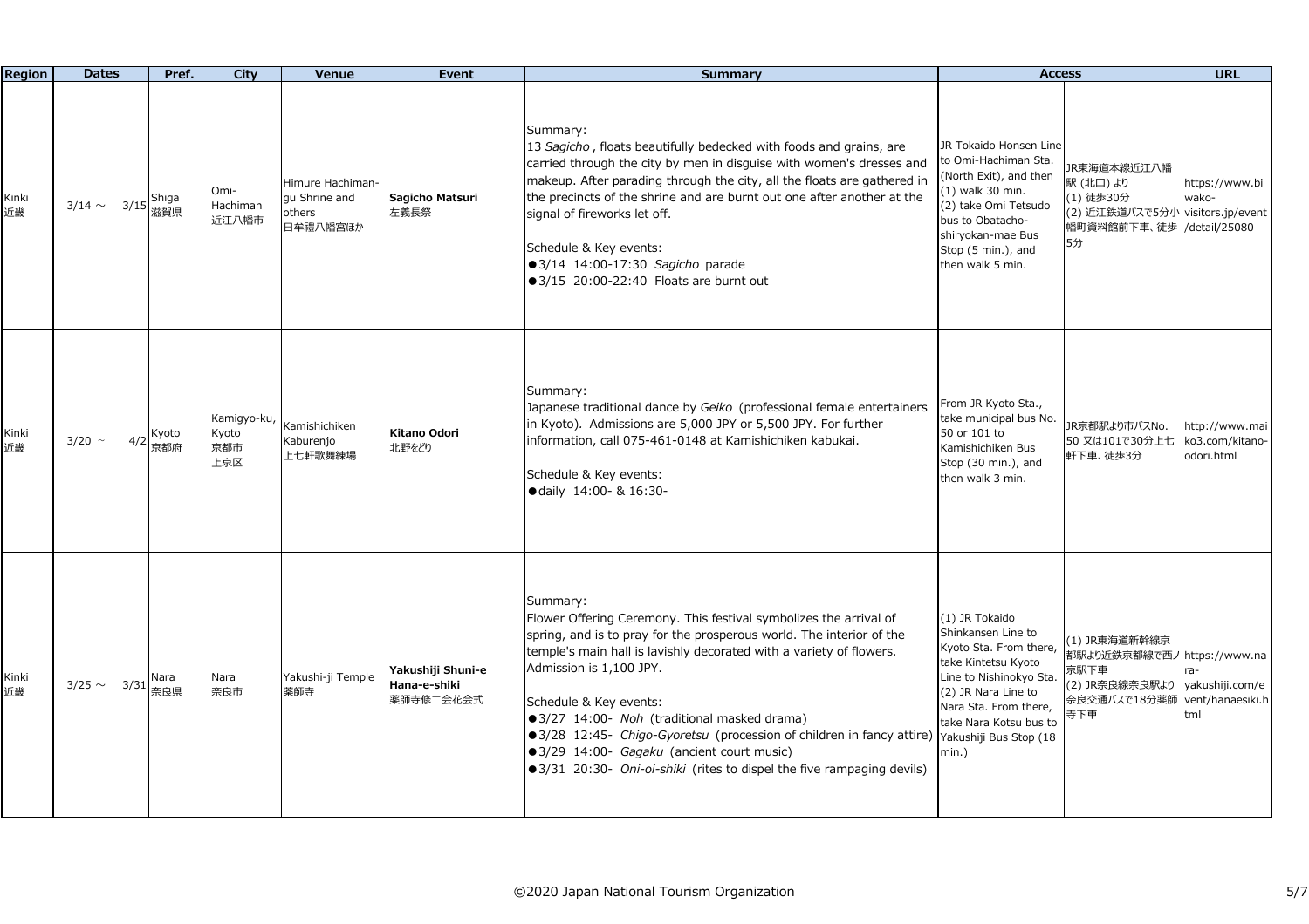| Region | Dates | Pref. | City | Venue | Event | Summary | Access | | URL |
|---|---|---|---|---|---|---|---|---|---|
| Kinki 近畿 | 3/14 ～ 3/15 | Shiga 滋賀県 | Omi-Hachiman 近江八幡市 | Himure Hachiman-gu Shrine and others 日牟禮八幡宮ほか | **Sagicho Matsuri** 左義長祭 | Summary:<br>13 *Sagicho*, floats beautifully bedecked with foods and grains, are carried through the city by men in disguise with women's dresses and makeup. After parading through the city, all the floats are gathered in the precincts of the shrine and are burnt out one after another at the signal of fireworks let off.<br><br>Schedule & Key events:<br>●3/14 14:00-17:30 *Sagicho* parade<br>●3/15 20:00-22:40 Floats are burnt out | JR Tokaido Honsen Line to Omi-Hachiman Sta. (North Exit), and then (1) walk 30 min. (2) take Omi Tetsudo bus to Obatacho-shiryokan-mae Bus Stop (5 min.), and then walk 5 min. | JR東海道本線近江八幡駅 (北口) より<br>(1) 徒歩30分<br>(2) 近江鉄道バスで5分小幡町資料館前下車、徒歩5分 | https://www.biwako-visitors.jp/event/detail/25080 |
| Kinki 近畿 | 3/20 ～ 4/2 | Kyoto 京都府 | Kamigyo-ku, Kyoto 京都市上京区 | Kamishichiken Kaburenjo 上七軒歌舞練場 | **Kitano Odori** 北野をどり | Summary:<br>Japanese traditional dance by *Geiko* (professional female entertainers in Kyoto). Admissions are 5,000 JPY or 5,500 JPY. For further information, call 075-461-0148 at Kamishichiken kabukai.<br><br>Schedule & Key events:<br>●daily 14:00- & 16:30- | From JR Kyoto Sta., take municipal bus No. 50 or 101 to Kamishichiken Bus Stop (30 min.), and then walk 3 min. | JR京都駅より市バスNo. 50 又は101で30分上七軒下車、徒歩3分 | http://www.maiko3.com/kitano-odori.html |
| Kinki 近畿 | 3/25 ～ 3/31 | Nara 奈良県 | Nara 奈良市 | Yakushi-ji Temple 薬師寺 | **Yakushiji Shuni-e Hana-e-shiki** 薬師寺修二会花会式 | Summary:<br>Flower Offering Ceremony. This festival symbolizes the arrival of spring, and is to pray for the prosperous world. The interior of the temple's main hall is lavishly decorated with a variety of flowers. Admission is 1,100 JPY.<br><br>Schedule & Key events:<br>●3/27 14:00- *Noh* (traditional masked drama)<br>●3/28 12:45- *Chigo-Gyoretsu* (procession of children in fancy attire)<br>●3/29 14:00- *Gagaku* (ancient court music)<br>●3/31 20:30- *Oni-oi-shiki* (rites to dispel the five rampaging devils) | (1) JR Tokaido Shinkansen Line to Kyoto Sta. From there, take Kintetsu Kyoto Line to Nishinokyo Sta.<br>(2) JR Nara Line to Nara Sta. From there, take Nara Kotsu bus to Yakushiji Bus Stop (18 min.) | (1) JR東海道新幹線京都駅より近鉄京都線で西ノ京駅下車<br>(2) JR奈良線奈良駅より奈良交通バスで18分薬師寺下車 | https://www.nara-yakushiji.com/event/hanaesiki.html |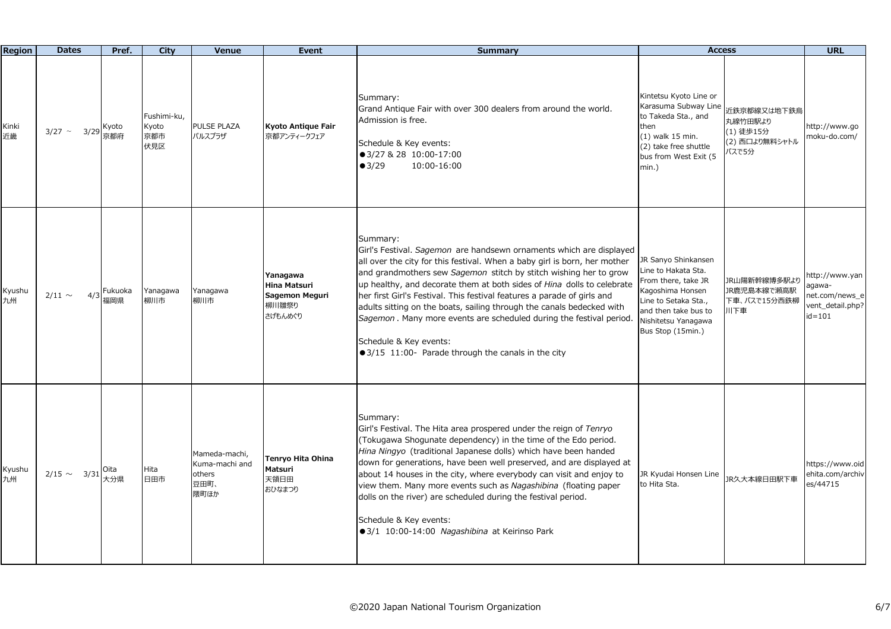| Region | Dates | Pref. | City | Venue | Event | Summary | Access | | URL |
|---|---|---|---|---|---|---|---|---|---|
| Kinki<br>近畿 | 3/27 ～ 3/29 | Kyoto<br>京都府 | Fushimi-ku, Kyoto<br>京都市<br>伏見区 | PULSE PLAZA<br>パルスプラザ | **Kyoto Antique Fair**<br>京都アンティークフェア | Summary:<br>Grand Antique Fair with over 300 dealers from around the world. Admission is free.<br><br>Schedule & Key events:<br>●3/27 & 28 10:00-17:00<br>●3/29 10:00-16:00 | Kintetsu Kyoto Line or Karasuma Subway Line to Takeda Sta., and then<br>(1) walk 15 min.<br>(2) take free shuttle bus from West Exit (5 min.) | 近鉄京都線又は地下鉄烏丸線竹田駅より<br>(1) 徒歩15分<br>(2) 西口より無料シャトルバスで5分 | http://www.gomoku-do.com/ |
| Kyushu<br>九州 | 2/11 ～ 4/3 | Fukuoka<br>福岡県 | Yanagawa<br>柳川市 | Yanagawa<br>柳川市 | **Yanagawa Hina Matsuri Sagemon Meguri**<br>柳川雛祭り<br>さげもんめぐり | Summary:<br>Girl's Festival. *Sagemon* are handsewn ornaments which are displayed all over the city for this festival. When a baby girl is born, her mother and grandmothers sew *Sagemon* stitch by stitch wishing her to grow up healthy, and decorate them at both sides of *Hina* dolls to celebrate her first Girl's Festival. This festival features a parade of girls and adults sitting on the boats, sailing through the canals bedecked with *Sagemon* . Many more events are scheduled during the festival period.<br><br>Schedule & Key events:<br>●3/15 11:00- Parade through the canals in the city | JR Sanyo Shinkansen Line to Hakata Sta. From there, take JR Kagoshima Honsen Line to Setaka Sta., and then take bus to Nishitetsu Yanagawa Bus Stop (15min.) | JR山陽新幹線博多駅よりJR鹿児島本線で瀬高駅下車、バスで15分西鉄柳川下車 | http://www.yanagawa-net.com/news_event_detail.php?id=101 |
| Kyushu<br>九州 | 2/15 ～ 3/31 | Oita<br>大分県 | Hita<br>日田市 | Mameda-machi, Kuma-machi and others<br>豆田町、<br>隈町ほか | **Tenryo Hita Ohina Matsuri**<br>天領日田<br>おひなまつり | Summary:<br>Girl's Festival. The Hita area prospered under the reign of *Tenryo* (Tokugawa Shogunate dependency) in the time of the Edo period. *Hina Ningyo* (traditional Japanese dolls) which have been handed down for generations, have been well preserved, and are displayed at about 14 houses in the city, where everybody can visit and enjoy to view them. Many more events such as *Nagashibina* (floating paper dolls on the river) are scheduled during the festival period.<br><br>Schedule & Key events:<br>●3/1 10:00-14:00 *Nagashibina* at Keirinso Park | JR Kyudai Honsen Line to Hita Sta. | JR久大本線日田駅下車 | https://www.oidehita.com/archives/44715 |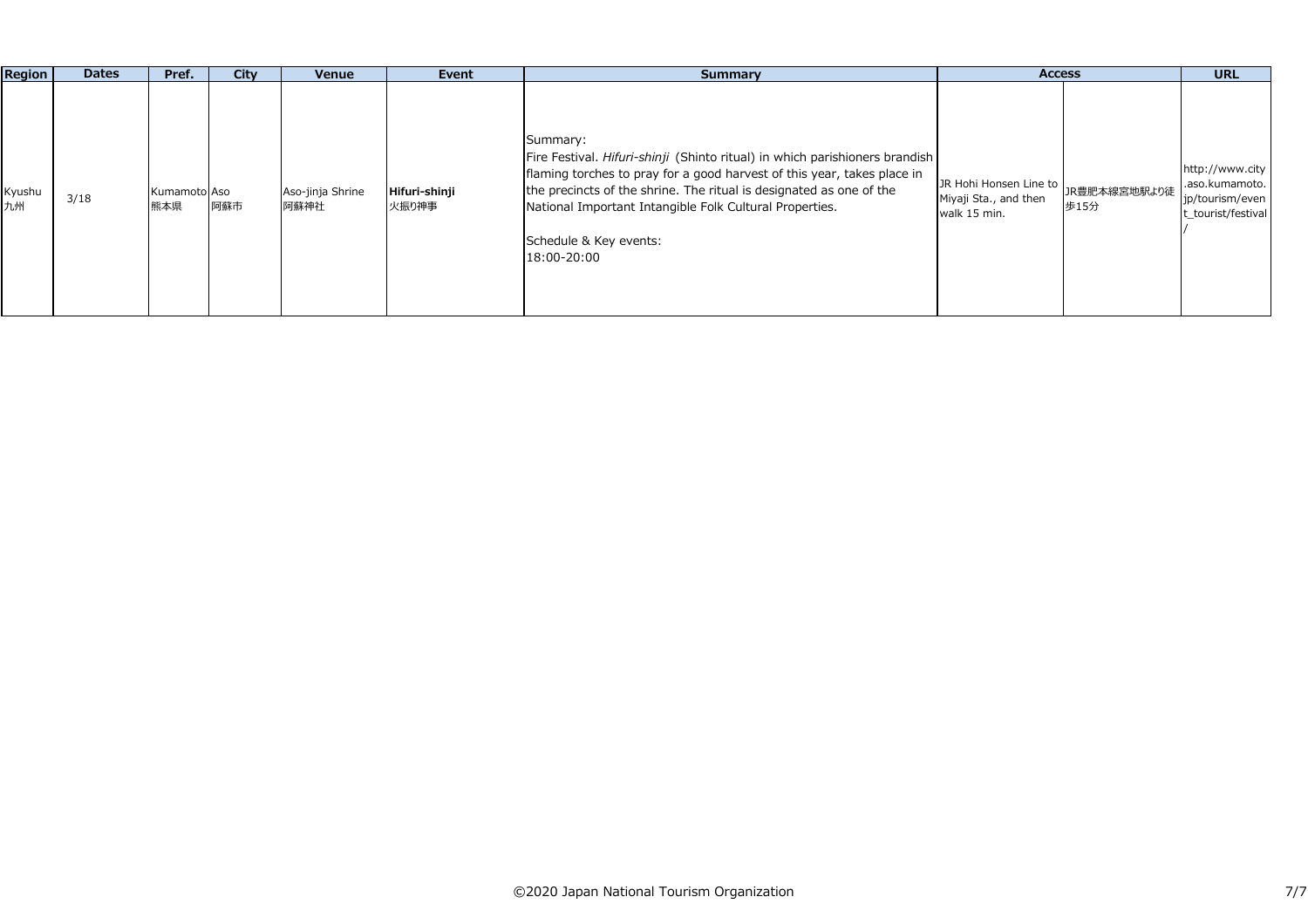| Region | Dates | Pref. | City | Venue | Event | Summary | Access | | URL |
|---|---|---|---|---|---|---|---|---|---|
| Kyushu<br>九州 | 3/18 | Kumamoto<br>熊本県 | Aso<br>阿蘇市 | Aso-jinja Shrine<br>阿蘇神社 | **Hifuri-shinji**<br>火振り神事 | Summary:<br>Fire Festival. *Hifuri-shinji* (Shinto ritual) in which parishioners brandish flaming torches to pray for a good harvest of this year, takes place in the precincts of the shrine. The ritual is designated as one of the National Important Intangible Folk Cultural Properties.<br><br>Schedule & Key events:<br>18:00-20:00 | JR Hohi Honsen Line to Miyaji Sta., and then walk 15 min. | JR豊肥本線宮地駅より徒歩15分 | http://www.city.aso.kumamoto.jp/tourism/event_tourist/festival/ |

©2020 Japan National Tourism Organization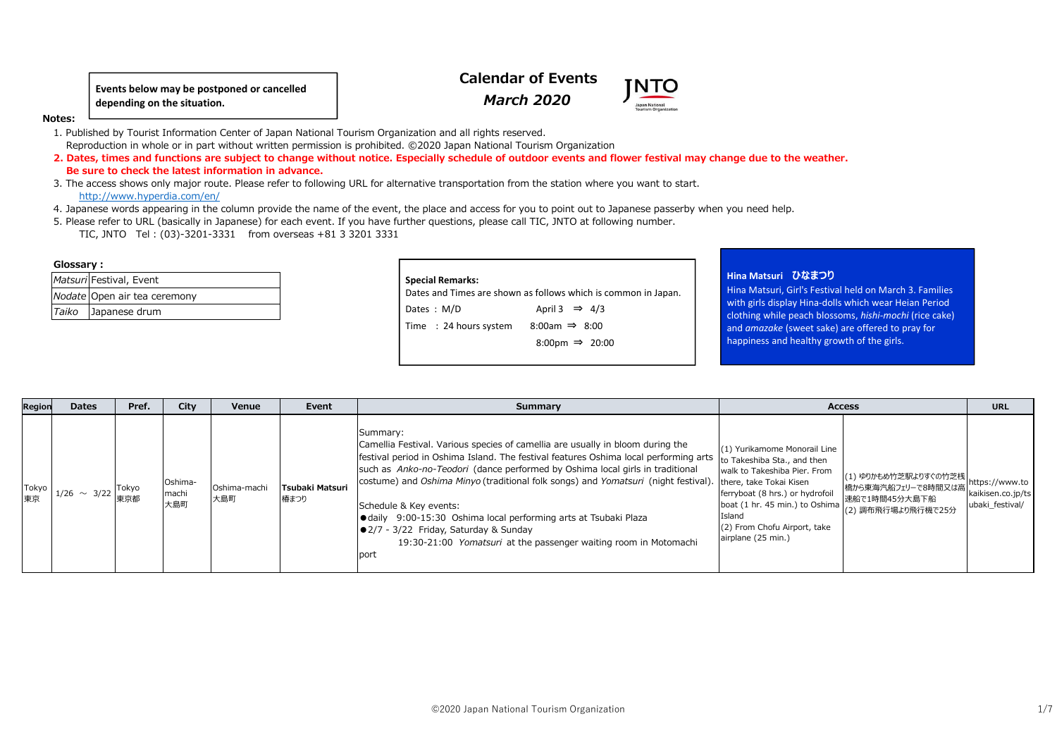**Events below may be postponed or cancelled depending on the situation.**

# Calendar of Events
## *March 2020*

**Notes:**

1. Published by Tourist Information Center of Japan National Tourism Organization and all rights reserved.
   Reproduction in whole or in part without written permission is prohibited. ©2020 Japan National Tourism Organization
2. **Dates, times and functions are subject to change without notice. Especially schedule of outdoor events and flower festival may change due to the weather. Be sure to check the latest information in advance.**
3. The access shows only major route. Please refer to following URL for alternative transportation from the station where you want to start.
   http://www.hyperdia.com/en/
4. Japanese words appearing in the column provide the name of the event, the place and access for you to point out to Japanese passerby when you need help.
5. Please refer to URL (basically in Japanese) for each event. If you have further questions, please call TIC, JNTO at following number.
   TIC, JNTO Tel : (03)-3201-3331 from overseas +81 3 3201 3331

**Glossary :**

| | |
|---|---|
| *Matsuri* | Festival, Event |
| *Nodate* | Open air tea ceremony |
| *Taiko* | Japanese drum |

**Special Remarks:**
Dates and Times are shown as follows which is common in Japan.

Dates : M/D April 3 ⇒ 4/3
Time : 24 hours system 8:00am ⇒ 8:00
8:00pm ⇒ 20:00

**Hina Matsuri ひなまつり**
Hina Matsuri, Girl's Festival held on March 3. Families with girls display Hina-dolls which wear Heian Period clothing while peach blossoms, *hishi-mochi* (rice cake) and *amazake* (sweet sake) are offered to pray for happiness and healthy growth of the girls.

| Region | Dates | Pref. | City | Venue | Event | Summary | Access | | URL |
|---|---|---|---|---|---|---|---|---|---|
| Tokyo 東京 | 1/26 ～ 3/22 | Tokyo 東京都 | Oshima-machi 大島町 | Oshima-machi 大島町 | **Tsubaki Matsuri** 椿まつり | Summary: Camellia Festival. Various species of camellia are usually in bloom during the festival period in Oshima Island. The festival features Oshima local performing arts such as *Anko-no-Teodori* (dance performed by Oshima local girls in traditional costume) and *Oshima Minyo* (traditional folk songs) and *Yomatsuri* (night festival).<br><br>Schedule & Key events:<br>●daily 9:00-15:30 Oshima local performing arts at Tsubaki Plaza<br>●2/7 - 3/22 Friday, Saturday & Sunday 19:30-21:00 *Yomatsuri* at the passenger waiting room in Motomachi port | (1) Yurikamome Monorail Line to Takeshiba Sta., and then walk to Takeshiba Pier. From there, take Tokai Kisen ferryboat (8 hrs.) or hydrofoil boat (1 hr. 45 min.) to Oshima Island<br>(2) From Chofu Airport, take airplane (25 min.) | (1) ゆりかもめ竹芝駅よりすぐの竹芝桟橋から東海汽船フェリーで8時間又は高速船で1時間45分大島下船<br>(2) 調布飛行場より飛行機で25分 | https://www.tokaikisen.co.jp/tsubaki_festival/ |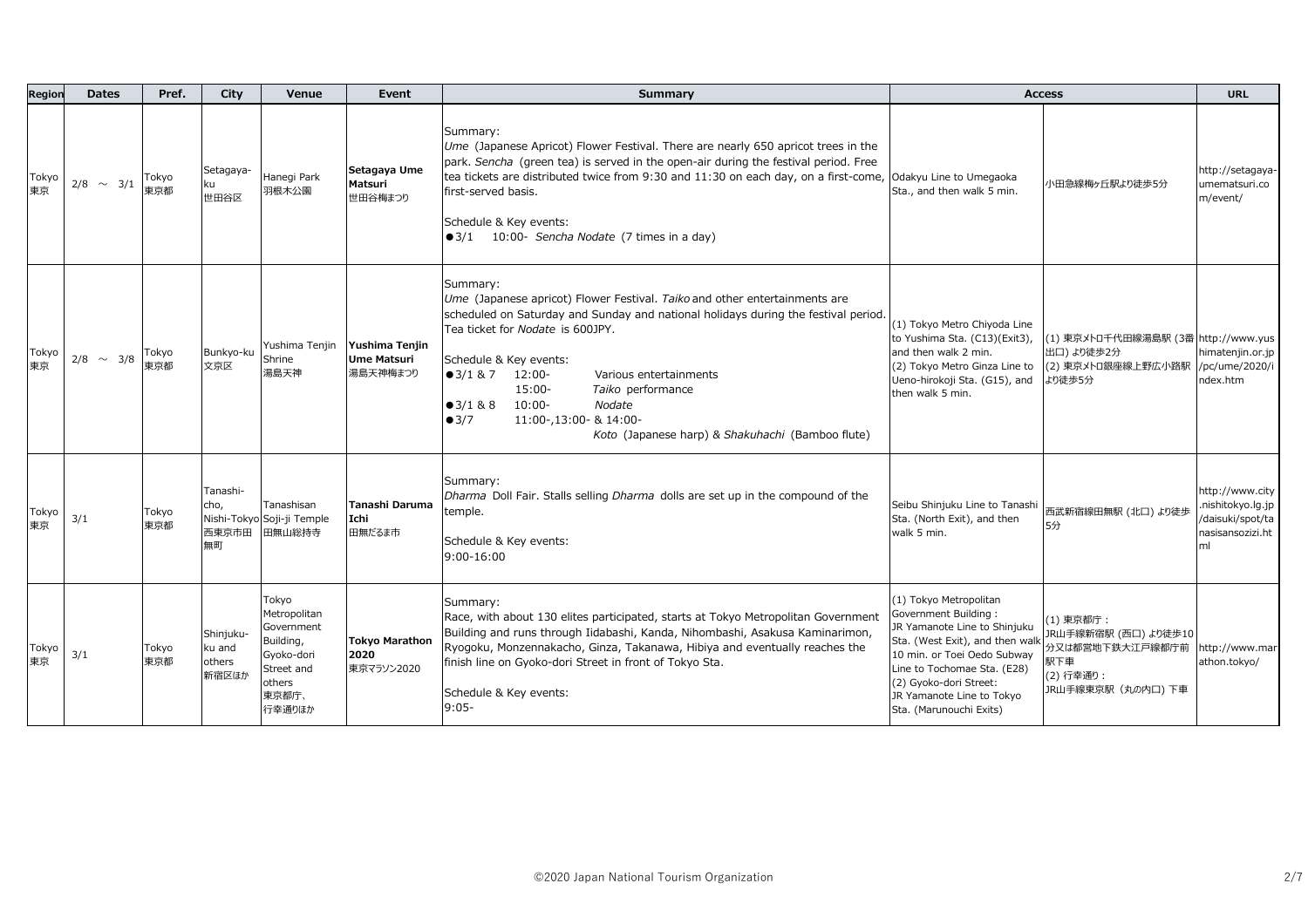| Region | Dates | Pref. | City | Venue | Event | Summary | Access | | URL |
|---|---|---|---|---|---|---|---|---|---|
| Tokyo 東京 | 2/8 ～ 3/1 | Tokyo 東京都 | Setagaya-ku 世田谷区 | Hanegi Park 羽根木公園 | **Setagaya Ume Matsuri** 世田谷梅まつり | Summary:<br>*Ume* (Japanese Apricot) Flower Festival. There are nearly 650 apricot trees in the park. *Sencha* (green tea) is served in the open-air during the festival period. Free tea tickets are distributed twice from 9:30 and 11:30 on each day, on a first-come, first-served basis.<br><br>Schedule & Key events:<br>●3/1　10:00- *Sencha Nodate* (7 times in a day) | Odakyu Line to Umegaoka Sta., and then walk 5 min. | 小田急線梅ヶ丘駅より徒歩5分 | http://setagaya-umematsuri.com/event/ |
| Tokyo 東京 | 2/8 ～ 3/8 | Tokyo 東京都 | Bunkyo-ku 文京区 | Yushima Tenjin Shrine 湯島天神 | **Yushima Tenjin Ume Matsuri** 湯島天神梅まつり | Summary:<br>*Ume* (Japanese apricot) Flower Festival. *Taiko* and other entertainments are scheduled on Saturday and Sunday and national holidays during the festival period. Tea ticket for *Nodate* is 600JPY.<br><br>Schedule & Key events:<br>●3/1 & 7　12:00-　Various entertainments<br>　15:00-　*Taiko* performance<br>●3/1 & 8　10:00-　*Nodate*<br>●3/7　11:00-,13:00- & 14:00-<br>*Koto* (Japanese harp) & *Shakuhachi* (Bamboo flute) | (1) Tokyo Metro Chiyoda Line to Yushima Sta. (C13)(Exit3), and then walk 2 min.<br>(2) Tokyo Metro Ginza Line to Ueno-hirokoji Sta. (G15), and then walk 5 min. | (1) 東京メトロ千代田線湯島駅 (3番出口) より徒歩2分<br>(2) 東京メトロ銀座線上野広小路駅より徒歩5分 | http://www.yushimatenjin.or.jp/pc/ume/2020/index.htm |
| Tokyo 東京 | 3/1 | Tokyo 東京都 | Tanashi-cho, Nishi-Tokyo 西東京市田無町 | Tanashisan Soji-ji Temple 田無山総持寺 | **Tanashi Daruma Ichi** 田無だるま市 | Summary:<br>*Dharma* Doll Fair. Stalls selling *Dharma* dolls are set up in the compound of the temple.<br><br>Schedule & Key events:<br>9:00-16:00 | Seibu Shinjuku Line to Tanashi Sta. (North Exit), and then walk 5 min. | 西武新宿線田無駅 (北口) より徒歩5分 | http://www.city.nishitokyo.lg.jp/daisuki/spot/tanasisansozizi.html |
| Tokyo 東京 | 3/1 | Tokyo 東京都 | Shinjuku-ku and others 新宿区ほか | Tokyo Metropolitan Government Building, Gyoko-dori Street and others 東京都庁、行幸通りほか | **Tokyo Marathon 2020** 東京マラソン2020 | Summary:<br>Race, with about 130 elites participated, starts at Tokyo Metropolitan Government Building and runs through Iidabashi, Kanda, Nihombashi, Asakusa Kaminarimon, Ryogoku, Monzennakacho, Ginza, Takanawa, Hibiya and eventually reaches the finish line on Gyoko-dori Street in front of Tokyo Sta.<br><br>Schedule & Key events:<br>9:05- | (1) Tokyo Metropolitan Government Building :<br>JR Yamanote Line to Shinjuku Sta. (West Exit), and then walk 10 min. or Toei Oedo Subway Line to Tochomae Sta. (E28)<br>(2) Gyoko-dori Street:<br>JR Yamanote Line to Tokyo Sta. (Marunouchi Exits) | (1) 東京都庁：<br>JR山手線新宿駅 (西口) より徒歩10分又は都営地下鉄大江戸線都庁前駅下車<br>(2) 行幸通り：<br>JR山手線東京駅 (丸の内口) 下車 | http://www.marathon.tokyo/ |

©2020 Japan National Tourism Organization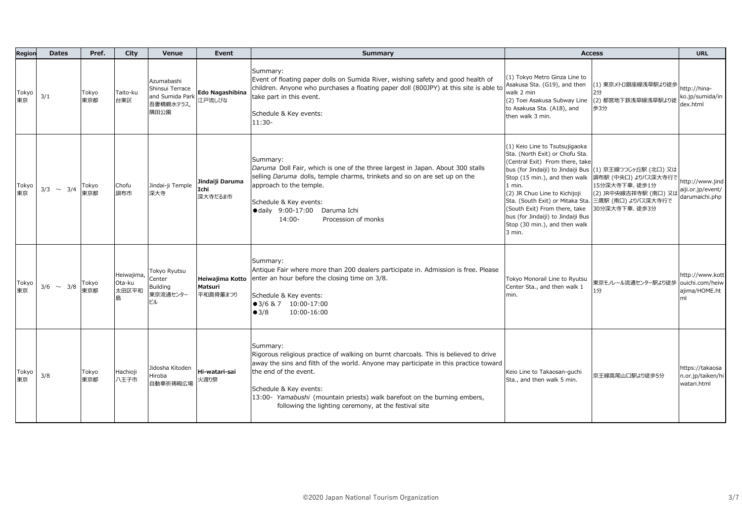| Region | Dates | Pref. | City | Venue | Event | Summary | Access | | URL |
|---|---|---|---|---|---|---|---|---|---|
| Tokyo 東京 | 3/1 | Tokyo 東京都 | Taito-ku 台東区 | Azumabashi Shinsui Terrace and Sumida Park 吾妻橋親水テラス, 隅田公園 | **Edo Nagashibina** 江戸流しびな | Summary:<br>Event of floating paper dolls on Sumida River, wishing safety and good health of children. Anyone who purchases a floating paper doll (800JPY) at this site is able to take part in this event.<br><br>Schedule & Key events:<br>11:30- | (1) Tokyo Metro Ginza Line to Asakusa Sta. (G19), and then walk 2 min<br>(2) Toei Asakusa Subway Line to Asakusa Sta. (A18), and then walk 3 min. | (1) 東京メトロ銀座線浅草駅より徒歩2分<br>(2) 都営地下鉄浅草線浅草駅より徒歩3分 | http://hina-ko.jp/sumida/index.html |
| Tokyo 東京 | 3/3 ～ 3/4 | Tokyo 東京都 | Chofu 調布市 | Jindai-ji Temple 深大寺 | **Jindaiji Daruma Ichi** 深大寺だるま市 | Summary:<br>*Daruma* Doll Fair, which is one of the three largest in Japan. About 300 stalls selling *Daruma* dolls, temple charms, trinkets and so on are set up on the approach to the temple.<br><br>Schedule & Key events:<br>●daily 9:00-17:00 Daruma Ichi<br>14:00- Procession of monks | (1) Keio Line to Tsutsujigaoka Sta. (North Exit) or Chofu Sta. (Central Exit) From there, take bus (for Jindaiji) to Jindaiji Bus Stop (15 min.), and then walk 1 min.<br>(2) JR Chuo Line to Kichijoji Sta. (South Exit) or Mitaka Sta. (South Exit) From there, take bus (for Jindaiji) to Jindaiji Bus Stop (30 min.), and then walk 3 min. | (1) 京王線つつじヶ丘駅 (北口) 又は調布駅 (中央口) よりバス深大寺行で15分深大寺下車、徒歩1分<br>(2) JR中央線吉祥寺駅 (南口) 又は三鷹駅 (南口) よりバス深大寺行で30分深大寺下車、徒歩3分 | http://www.jindaiji.or.jp/event/darumaichi.php |
| Tokyo 東京 | 3/6 ～ 3/8 | Tokyo 東京都 | Heiwajima, Ota-ku 太田区平和島 | Tokyo Ryutsu Center Building 東京流通センタービル | **Heiwajima Kotto Matsuri** 平和島骨董まつり | Summary:<br>Antique Fair where more than 200 dealers participate in. Admission is free. Please enter an hour before the closing time on 3/8.<br><br>Schedule & Key events:<br>●3/6 & 7 10:00-17:00<br>●3/8 10:00-16:00 | Tokyo Monorail Line to Ryutsu Center Sta., and then walk 1 min. | 東京モノレール流通センター駅より徒歩1分 | http://www.kottouichi.com/heiwajima/HOME.html |
| Tokyo 東京 | 3/8 | Tokyo 東京都 | Hachioji 八王子市 | Jidosha Kitoden Hiroba 自動車祈祷殿広場 | **Hi-watari-sai** 火渡り祭 | Summary:<br>Rigorous religious practice of walking on burnt charcoals. This is believed to drive away the sins and filth of the world. Anyone may participate in this practice toward the end of the event.<br><br>Schedule & Key events:<br>13:00- *Yamabushi* (mountain priests) walk barefoot on the burning embers, following the lighting ceremony, at the festival site | Keio Line to Takaosan-guchi Sta., and then walk 5 min. | 京王線高尾山口駅より徒歩5分 | https://takaosan.or.jp/taiken/hiwatari.html |

©2020 Japan National Tourism Organization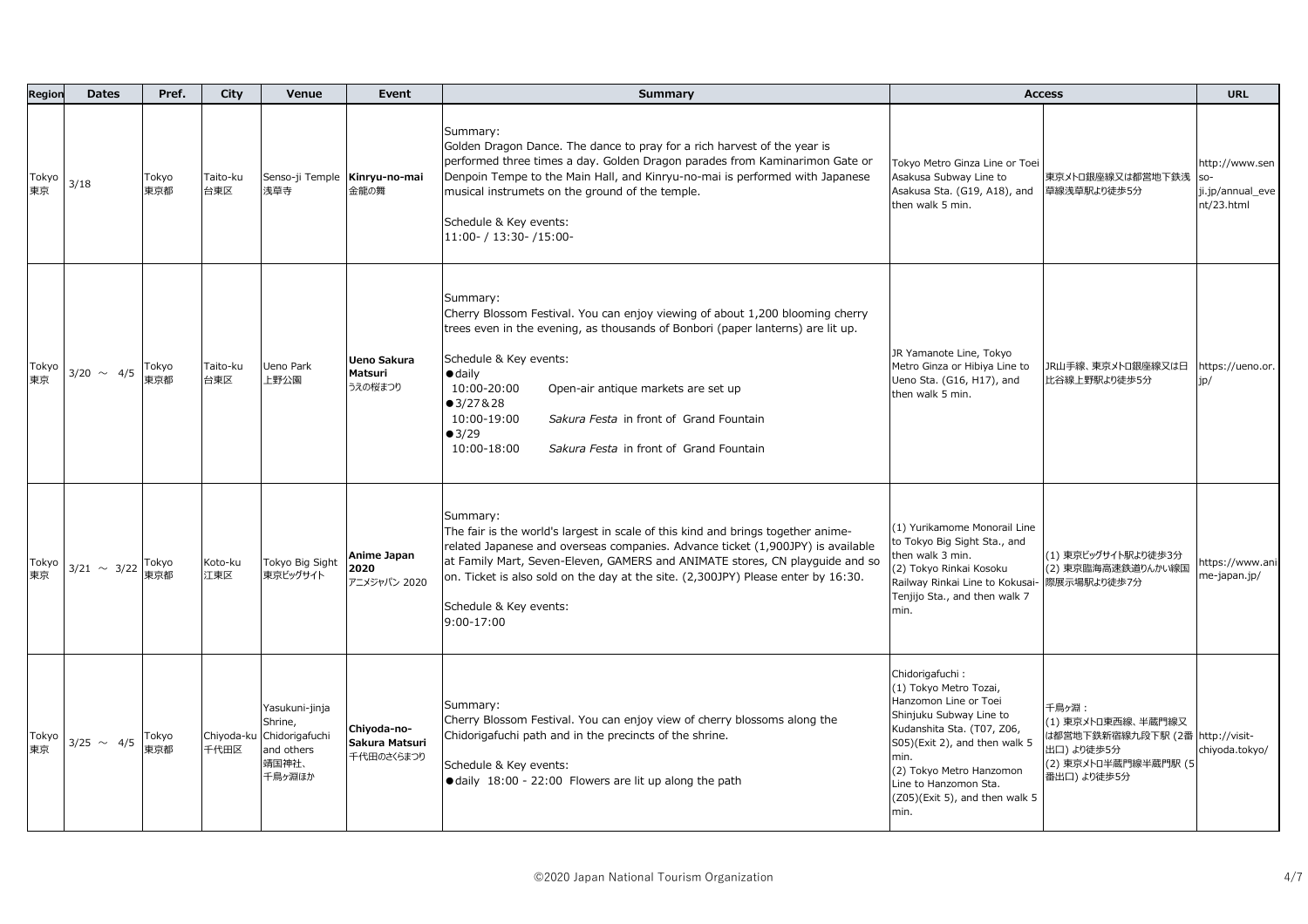| Region | Dates | Pref. | City | Venue | Event | Summary | Access | | URL |
|---|---|---|---|---|---|---|---|---|---|
| Tokyo 東京 | 3/18 | Tokyo 東京都 | Taito-ku 台東区 | Senso-ji Temple 浅草寺 | **Kinryu-no-mai** 金龍の舞 | Summary:<br>Golden Dragon Dance. The dance to pray for a rich harvest of the year is performed three times a day. Golden Dragon parades from Kaminarimon Gate or Denpoin Tempe to the Main Hall, and Kinryu-no-mai is performed with Japanese musical instrumets on the ground of the temple.<br><br>Schedule & Key events:<br>11:00- / 13:30- /15:00- | Tokyo Metro Ginza Line or Toei Asakusa Subway Line to Asakusa Sta. (G19, A18), and then walk 5 min. | 東京メトロ銀座線又は都営地下鉄浅草線浅草駅より徒歩5分 | http://www.senso-ji.jp/annual_event/23.html |
| Tokyo 東京 | 3/20 ～ 4/5 | Tokyo 東京都 | Taito-ku 台東区 | Ueno Park 上野公園 | **Ueno Sakura Matsuri** うえの桜まつり | Summary:<br>Cherry Blossom Festival. You can enjoy viewing of about 1,200 blooming cherry trees even in the evening, as thousands of Bonbori (paper lanterns) are lit up.<br><br>Schedule & Key events:<br>●daily<br>10:00-20:00 Open-air antique markets are set up<br>●3/27＆28<br>10:00-19:00 *Sakura Festa* in front of Grand Fountain<br>●3/29<br>10:00-18:00 *Sakura Festa* in front of Grand Fountain | JR Yamanote Line, Tokyo Metro Ginza or Hibiya Line to Ueno Sta. (G16, H17), and then walk 5 min. | JR山手線、東京メトロ銀座線又は日比谷線上野駅より徒歩5分 | https://ueno.or.jp/ |
| Tokyo 東京 | 3/21 ～ 3/22 | Tokyo 東京都 | Koto-ku 江東区 | Tokyo Big Sight 東京ビッグサイト | **Anime Japan 2020** アニメジャパン 2020 | Summary:<br>The fair is the world's largest in scale of this kind and brings together anime-related Japanese and overseas companies. Advance ticket (1,900JPY) is available at Family Mart, Seven-Eleven, GAMERS and ANIMATE stores, CN playguide and so on. Ticket is also sold on the day at the site. (2,300JPY) Please enter by 16:30.<br><br>Schedule & Key events:<br>9:00-17:00 | (1) Yurikamome Monorail Line to Tokyo Big Sight Sta., and then walk 3 min.<br>(2) Tokyo Rinkai Kosoku Railway Rinkai Line to Kokusai-Tenjijo Sta., and then walk 7 min. | (1) 東京ビッグサイト駅より徒歩3分<br>(2) 東京臨海高速鉄道りんかい線国際展示場駅より徒歩7分 | https://www.anime-japan.jp/ |
| Tokyo 東京 | 3/25 ～ 4/5 | Tokyo 東京都 | Chiyoda-ku 千代田区 | Yasukuni-jinja Shrine, Chidorigafuchi and others 靖国神社、千鳥ヶ淵ほか | **Chiyoda-no-Sakura Matsuri** 千代田のさくらまつり | Summary:<br>Cherry Blossom Festival. You can enjoy view of cherry blossoms along the Chidorigafuchi path and in the precincts of the shrine.<br><br>Schedule & Key events:<br>●daily 18:00 - 22:00 Flowers are lit up along the path | Chidorigafuchi :<br>(1) Tokyo Metro Tozai, Hanzomon Line or Toei Shinjuku Subway Line to Kudanshita Sta. (T07, Z06, S05)(Exit 2), and then walk 5 min.<br>(2) Tokyo Metro Hanzomon Line to Hanzomon Sta. (Z05)(Exit 5), and then walk 5 min. | 千鳥ヶ淵：<br>(1) 東京メトロ東西線、半蔵門線又は都営地下鉄新宿線九段下駅 (2番出口) より徒歩5分<br>(2) 東京メトロ半蔵門線半蔵門駅 (5番出口) より徒歩5分 | http://visit-chiyoda.tokyo/ |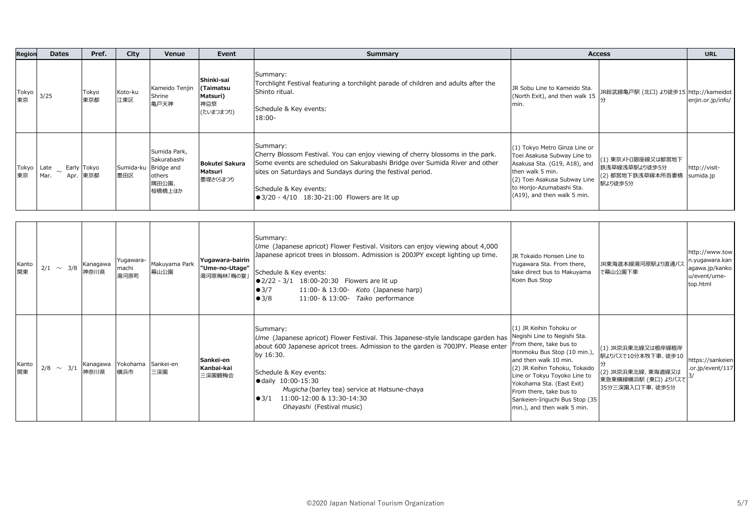| Region | Dates | Pref. | City | Venue | Event | Summary | Access | | URL |
|---|---|---|---|---|---|---|---|---|---|
| Tokyo<br>東京 | 3/25 | Tokyo<br>東京都 | Koto-ku<br>江東区 | Kameido Tenjin Shrine<br>亀戸天神 | **Shinki-sai (Taimatsu Matsuri)**<br>神忌祭<br>(たいまつまつり) | Summary:<br>Torchlight Festival featuring a torchlight parade of children and adults after the Shinto ritual.<br><br>Schedule & Key events:<br>18:00- | JR Sobu Line to Kameido Sta. (North Exit), and then walk 15 min. | JR総武線亀戸駅 (北口) より徒歩15分 | http://kameidotenjin.or.jp/info/ |
| Tokyo<br>東京 | Late Mar. ～ Early Apr. | Tokyo<br>東京都 | Sumida-ku<br>墨田区 | Sumida Park, Sakurabashi Bridge and others<br>隅田公園、桜橋橋上ほか | **Bokutei Sakura Matsuri**<br>墨堤さくらまつり | Summary:<br>Cherry Blossom Festival. You can enjoy viewing of cherry blossoms in the park. Some events are scheduled on Sakurabashi Bridge over Sumida River and other sites on Saturdays and Sundays during the festival period.<br><br>Schedule & Key events:<br>●3/20 - 4/10 18:30-21:00 Flowers are lit up | (1) Tokyo Metro Ginza Line or Toei Asakusa Subway Line to Asakusa Sta. (G19, A18), and then walk 5 min.<br>(2) Toei Asakusa Subway Line to Honjo-Azumabashi Sta. (A19), and then walk 5 min. | (1) 東京メトロ銀座線又は都営地下鉄浅草線浅草駅より徒歩5分<br>(2) 都営地下鉄浅草線本所吾妻橋駅より徒歩5分 | http://visit-sumida.jp |
| Kanto<br>関東 | 2/1 ～ 3/8 | Kanagawa<br>神奈川県 | Yugawara-machi<br>湯河原町 | Makuyama Park<br>幕山公園 | **Yugawara-bairin "Ume-no-Utage"**<br>湯河原梅林「梅の宴」 | Summary:<br>*Ume* (Japanese apricot) Flower Festival. Visitors can enjoy viewing about 4,000 Japanese apricot trees in blossom. Admission is 200JPY except lighting up time.<br><br>Schedule & Key events:<br>●2/22 - 3/1 18:00-20:30 Flowers are lit up<br>●3/7 11:00- & 13:00- *Koto* (Japanese harp)<br>●3/8 11:00- & 13:00- *Taiko* performance | JR Tokaido Honsen Line to Yugawara Sta. From there, take direct bus to Makuyama Koen Bus Stop | JR東海道本線湯河原駅より直通バスで幕山公園下車 | http://www.town.yugawara.kanagawa.jp/kanko/event/ume-top.html |
| Kanto<br>関東 | 2/8 ～ 3/1 | Kanagawa<br>神奈川県 | Yokohama<br>横浜市 | Sankei-en<br>三渓園 | **Sankei-en Kanbai-kai**<br>三渓園観梅会 | Summary:<br>*Ume* (Japanese apricot) Flower Festival. This Japanese-style landscape garden has about 600 Japanese apricot trees. Admission to the garden is 700JPY. Please enter by 16:30.<br><br>Schedule & Key events:<br>●daily 10:00-15:30<br>*Mugicha* (barley tea) service at Hatsune-chaya<br>●3/1 11:00-12:00 & 13:30-14:30<br>*Ohayashi* (Festival music) | (1) JR Keihin Tohoku or Negishi Line to Negishi Sta. From there, take bus to Honmoku Bus Stop (10 min.), and then walk 10 min.<br>(2) JR Keihin Tohoku, Tokaido Line or Tokyu Toyoko Line to Yokohama Sta. (East Exit) From there, take bus to Sankeien-Iriguchi Bus Stop (35 min.), and then walk 5 min. | (1) JR京浜東北線又は根岸線根岸駅よりバスで10分本牧下車、徒歩10分<br>(2) JR京浜東北線、東海道線又は東急東横線横浜駅 (東口) よりバスで35分三渓園入口下車、徒歩5分 | https://sankeien.or.jp/event/1173/ |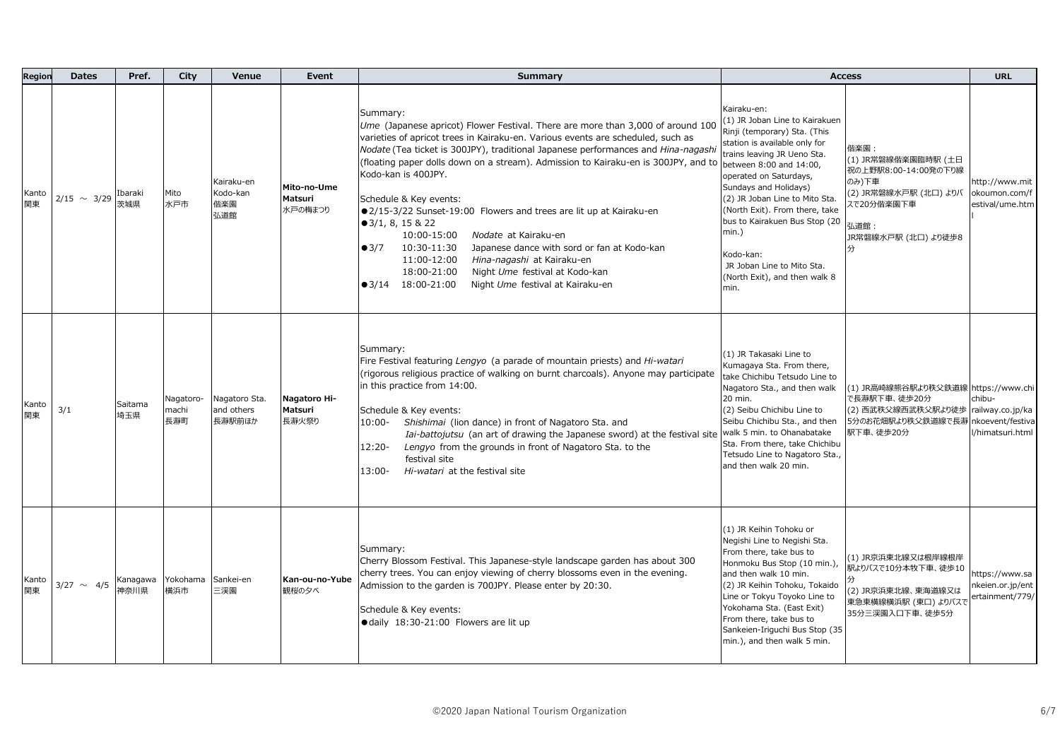| Region | Dates | Pref. | City | Venue | Event | Summary | Access | | URL |
|---|---|---|---|---|---|---|---|---|---|
| Kanto 関東 | 2/15 ～ 3/29 | Ibaraki 茨城県 | Mito 水戸市 | Kairaku-en Kodo-kan 偕楽園 弘道館 | **Mito-no-Ume Matsuri** 水戸の梅まつり | Summary:<br>*Ume* (Japanese apricot) Flower Festival. There are more than 3,000 of around 100 varieties of apricot trees in Kairaku-en. Various events are scheduled, such as *Nodate* (Tea ticket is 300JPY), traditional Japanese performances and *Hina-nagashi* (floating paper dolls down on a stream). Admission to Kairaku-en is 300JPY, and to Kodo-kan is 400JPY.<br><br>Schedule & Key events:<br>●2/15-3/22 Sunset-19:00 Flowers and trees are lit up at Kairaku-en<br>●3/1, 8, 15 & 22<br>10:00-15:00 *Nodate* at Kairaku-en<br>●3/7 10:30-11:30 Japanese dance with sord or fan at Kodo-kan<br>11:00-12:00 *Hina-nagashi* at Kairaku-en<br>18:00-21:00 Night *Ume* festival at Kodo-kan<br>●3/14 18:00-21:00 Night *Ume* festival at Kairaku-en | Kairaku-en:<br>(1) JR Joban Line to Kairakuen Rinji (temporary) Sta. (This station is available only for trains leaving JR Ueno Sta. between 8:00 and 14:00, operated on Saturdays, Sundays and Holidays)<br>(2) JR Joban Line to Mito Sta. (North Exit). From there, take bus to Kairakuen Bus Stop (20 min.)<br><br>Kodo-kan:<br>JR Joban Line to Mito Sta. (North Exit), and then walk 8 min. | 偕楽園：<br>(1) JR常磐線偕楽園臨時駅 (土日祝の上野駅8:00-14:00発の下り線のみ)下車<br>(2) JR常磐線水戸駅 (北口) よりバスで20分偕楽園下車<br><br>弘道館：<br>JR常磐線水戸駅 (北口) より徒歩8分 | http://www.mitokoumon.com/festival/ume.html |
| Kanto 関東 | 3/1 | Saitama 埼玉県 | Nagatoro-machi 長瀞町 | Nagatoro Sta. and others 長瀞駅前ほか | **Nagatoro Hi-Matsuri** 長瀞火祭り | Summary:<br>Fire Festival featuring *Lengyo* (a parade of mountain priests) and *Hi-watari* (rigorous religious practice of walking on burnt charcoals). Anyone may participate in this practice from 14:00.<br><br>Schedule & Key events:<br>10:00- *Shishimai* (lion dance) in front of Nagatoro Sta. and *Iai-battojutsu* (an art of drawing the Japanese sword) at the festival site<br>12:20- *Lengyo* from the grounds in front of Nagatoro Sta. to the festival site<br>13:00- *Hi-watari* at the festival site | (1) JR Takasaki Line to Kumagaya Sta. From there, take Chichibu Tetsudo Line to Nagatoro Sta., and then walk 20 min.<br>(2) Seibu Chichibu Line to Seibu Chichibu Sta., and then walk 5 min. to Ohanabatake Sta. From there, take Chichibu Tetsudo Line to Nagatoro Sta., and then walk 20 min. | (1) JR高崎線熊谷駅より秩父鉄道線で長瀞駅下車、徒歩20分<br>(2) 西武秩父線西武秩父駅より徒歩5分のお花畑駅より秩父鉄道線で長瀞駅下車、徒歩20分 | https://www.chichibu-railway.co.jp/kankoevent/festival/himatsuri.html |
| Kanto 関東 | 3/27 ～ 4/5 | Kanagawa 神奈川県 | Yokohama 横浜市 | Sankei-en 三渓園 | **Kan-ou-no-Yube** 観桜の夕べ | Summary:<br>Cherry Blossom Festival. This Japanese-style landscape garden has about 300 cherry trees. You can enjoy viewing of cherry blossoms even in the evening. Admission to the garden is 700JPY. Please enter by 20:30.<br><br>Schedule & Key events:<br>●daily 18:30-21:00 Flowers are lit up | (1) JR Keihin Tohoku or Negishi Line to Negishi Sta. From there, take bus to Honmoku Bus Stop (10 min.), and then walk 10 min.<br>(2) JR Keihin Tohoku, Tokaido Line or Tokyu Toyoko Line to Yokohama Sta. (East Exit) From there, take bus to Sankeien-Iriguchi Bus Stop (35 min.), and then walk 5 min. | (1) JR京浜東北線又は根岸線根岸駅よりバスで10分本牧下車、徒歩10分<br>(2) JR京浜東北線、東海道線又は東急東横線横浜駅 (東口) よりバスで35分三渓園入口下車、徒歩5分 | https://www.sankeien.or.jp/entertainment/779/ |

©2020 Japan National Tourism Organization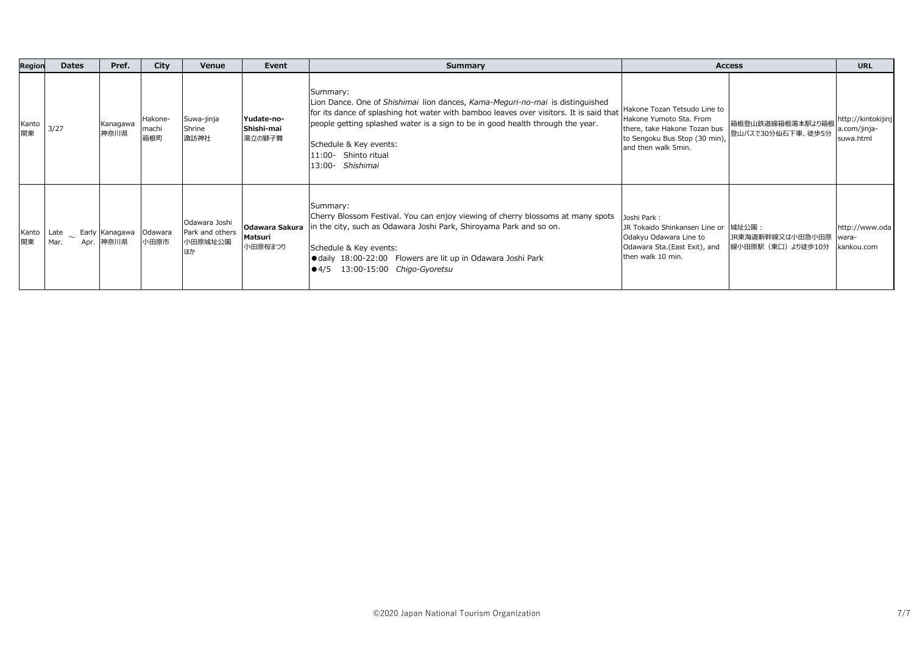| Region | Dates | Pref. | City | Venue | Event | Summary | Access | | URL |
|---|---|---|---|---|---|---|---|---|---|
| Kanto 関東 | 3/27 | Kanagawa 神奈川県 | Hakone-machi 箱根町 | Suwa-jinja Shrine 諏訪神社 | **Yudate-no-Shishi-mai** 湯立の獅子舞 | Summary:<br>Lion Dance. One of *Shishimai* lion dances, *Kama-Meguri-no-mai* is distinguished for its dance of splashing hot water with bamboo leaves over visitors. It is said that people getting splashed water is a sign to be in good health through the year.<br><br>Schedule & Key events:<br>11:00- Shinto ritual<br>13:00- *Shishimai* | Hakone Tozan Tetsudo Line to Hakone Yumoto Sta. From there, take Hakone Tozan bus to Sengoku Bus Stop (30 min), and then walk 5min. | 箱根登山鉄道線箱根湯本駅より箱根登山バスで30分仙石下車、徒歩5分 | http://kintokijinja.com/jinja-suwa.html |
| Kanto 関東 | Late Mar. ～ Early Apr. | Kanagawa 神奈川県 | Odawara 小田原市 | Odawara Joshi Park and others 小田原城址公園ほか | **Odawara Sakura Matsuri** 小田原桜まつり | Summary:<br>Cherry Blossom Festival. You can enjoy viewing of cherry blossoms at many spots in the city, such as Odawara Joshi Park, Shiroyama Park and so on.<br><br>Schedule & Key events:<br>●daily 18:00-22:00 Flowers are lit up in Odawara Joshi Park<br>●4/5 13:00-15:00 *Chigo-Gyoretsu* | Joshi Park :<br>JR Tokaido Shinkansen Line or Odakyu Odawara Line to Odawara Sta.(East Exit), and then walk 10 min. | 城址公園：<br>JR東海道新幹線又は小田急小田原線小田原駅（東口）より徒歩10分 | http://www.odawara-kankou.com |

©2020 Japan National Tourism Organization